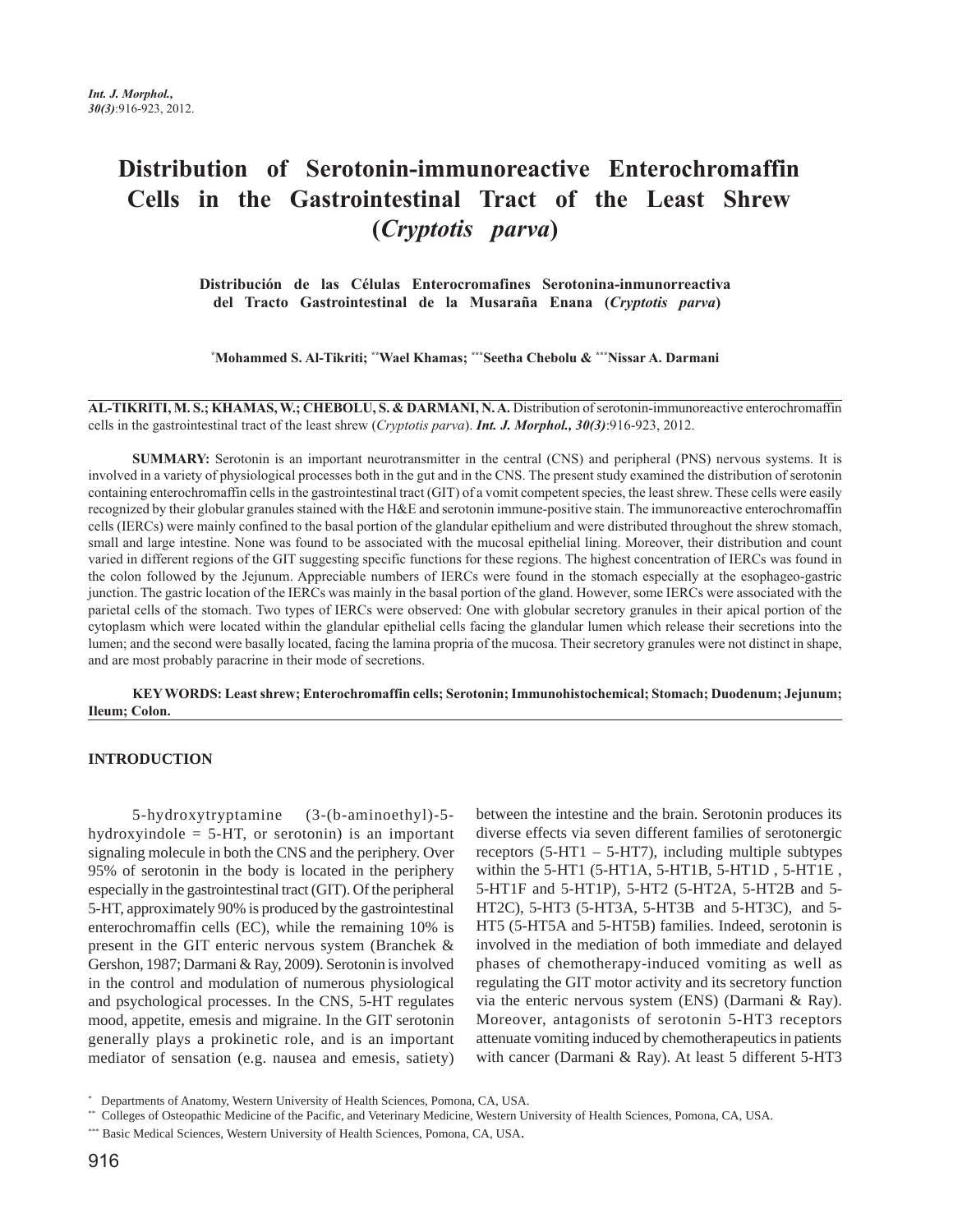# Distribution of Serotonin-immunoreactive Enterochromaffin Cells in the Gastrointestinal Tract of the Least Shrew (*Cryptotis parva*)

**Distribución de las Células Enterocromafines Serotonina-inmunorreactiva del Tracto Gastrointestinal de la Musaraña Enana (*Cryptotis parva*)**

**[*]Mohammed S. Al-Tikriti; [**]Wael Khamas; [***]Seetha Chebolu & [***]Nissar A. Darmani**

**AL-TIKRITI, M. S.; KHAMAS, W.; CHEBOLU, S. & DARMANI, N. A.** Distribution of serotonin-immunoreactive enterochromaffin cells in the gastrointestinal tract of the least shrew (*Cryptotis parva*). ***Int. J. Morphol., 30(3)***:916-923, 2012.

**SUMMARY:** Serotonin is an important neurotransmitter in the central (CNS) and peripheral (PNS) nervous systems. It is involved in a variety of physiological processes both in the gut and in the CNS. The present study examined the distribution of serotonin containing enterochromaffin cells in the gastrointestinal tract (GIT) of a vomit competent species, the least shrew. These cells were easily recognized by their globular granules stained with the H&E and serotonin immune-positive stain. The immunoreactive enterochromaffin cells (IERCs) were mainly confined to the basal portion of the glandular epithelium and were distributed throughout the shrew stomach, small and large intestine. None was found to be associated with the mucosal epithelial lining. Moreover, their distribution and count varied in different regions of the GIT suggesting specific functions for these regions. The highest concentration of IERCs was found in the colon followed by the Jejunum. Appreciable numbers of IERCs were found in the stomach especially at the esophageo-gastric junction. The gastric location of the IERCs was mainly in the basal portion of the gland. However, some IERCs were associated with the parietal cells of the stomach. Two types of IERCs were observed: One with globular secretory granules in their apical portion of the cytoplasm which were located within the glandular epithelial cells facing the glandular lumen which release their secretions into the lumen; and the second were basally located, facing the lamina propria of the mucosa. Their secretory granules were not distinct in shape, and are most probably paracrine in their mode of secretions.

**KEY WORDS: Least shrew; Enterochromaffin cells; Serotonin; Immunohistochemical; Stomach; Duodenum; Jejunum; Ileum; Colon.**

## INTRODUCTION

5-hydroxytryptamine (3-(b-aminoethyl)-5-hydroxyindole = 5-HT, or serotonin) is an important signaling molecule in both the CNS and the periphery. Over 95% of serotonin in the body is located in the periphery especially in the gastrointestinal tract (GIT). Of the peripheral 5-HT, approximately 90% is produced by the gastrointestinal enterochromaffin cells (EC), while the remaining 10% is present in the GIT enteric nervous system (Branchek & Gershon, 1987; Darmani & Ray, 2009). Serotonin is involved in the control and modulation of numerous physiological and psychological processes. In the CNS, 5-HT regulates mood, appetite, emesis and migraine. In the GIT serotonin generally plays a prokinetic role, and is an important mediator of sensation (e.g. nausea and emesis, satiety) between the intestine and the brain. Serotonin produces its diverse effects via seven different families of serotonergic receptors (5-HT1 – 5-HT7), including multiple subtypes within the 5-HT1 (5-HT1A, 5-HT1B, 5-HT1D , 5-HT1E , 5-HT1F and 5-HT1P), 5-HT2 (5-HT2A, 5-HT2B and 5-HT2C), 5-HT3 (5-HT3A, 5-HT3B and 5-HT3C), and 5-HT5 (5-HT5A and 5-HT5B) families. Indeed, serotonin is involved in the mediation of both immediate and delayed phases of chemotherapy-induced vomiting as well as regulating the GIT motor activity and its secretory function via the enteric nervous system (ENS) (Darmani & Ray). Moreover, antagonists of serotonin 5-HT3 receptors attenuate vomiting induced by chemotherapeutics in patients with cancer (Darmani & Ray). At least 5 different 5-HT3

[*] Departments of Anatomy, Western University of Health Sciences, Pomona, CA, USA.

[**] Colleges of Osteopathic Medicine of the Pacific, and Veterinary Medicine, Western University of Health Sciences, Pomona, CA, USA.

[***] Basic Medical Sciences, Western University of Health Sciences, Pomona, CA, USA.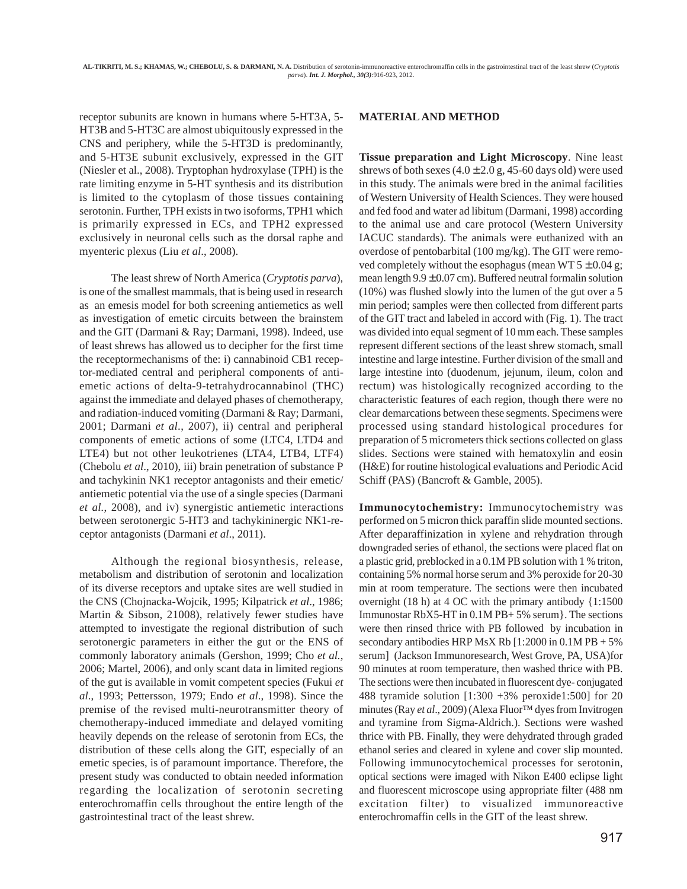receptor subunits are known in humans where 5-HT3A, 5-HT3B and 5-HT3C are almost ubiquitously expressed in the CNS and periphery, while the 5-HT3D is predominantly, and 5-HT3E subunit exclusively, expressed in the GIT (Niesler et al., 2008). Tryptophan hydroxylase (TPH) is the rate limiting enzyme in 5-HT synthesis and its distribution is limited to the cytoplasm of those tissues containing serotonin. Further, TPH exists in two isoforms, TPH1 which is primarily expressed in ECs, and TPH2 expressed exclusively in neuronal cells such as the dorsal raphe and myenteric plexus (Liu *et al*., 2008).

The least shrew of North America (*Cryptotis parva*), is one of the smallest mammals, that is being used in research as an emesis model for both screening antiemetics as well as investigation of emetic circuits between the brainstem and the GIT (Darmani & Ray; Darmani, 1998). Indeed, use of least shrews has allowed us to decipher for the first time the receptormechanisms of the: i) cannabinoid CB1 receptor-mediated central and peripheral components of anti-emetic actions of delta-9-tetrahydrocannabinol (THC) against the immediate and delayed phases of chemotherapy, and radiation-induced vomiting (Darmani & Ray; Darmani, 2001; Darmani *et al*., 2007), ii) central and peripheral components of emetic actions of some (LTC4, LTD4 and LTE4) but not other leukotrienes (LTA4, LTB4, LTF4) (Chebolu *et al*., 2010), iii) brain penetration of substance P and tachykinin NK1 receptor antagonists and their emetic/ antiemetic potential via the use of a single species (Darmani *et al*., 2008), and iv) synergistic antiemetic interactions between serotonergic 5-HT3 and tachykininergic NK1-receptor antagonists (Darmani *et al*., 2011).

Although the regional biosynthesis, release, metabolism and distribution of serotonin and localization of its diverse receptors and uptake sites are well studied in the CNS (Chojnacka-Wojcik, 1995; Kilpatrick *et al*., 1986; Martin & Sibson, 21008), relatively fewer studies have attempted to investigate the regional distribution of such serotonergic parameters in either the gut or the ENS of commonly laboratory animals (Gershon, 1999; Cho *et al.*, 2006; Martel, 2006), and only scant data in limited regions of the gut is available in vomit competent species (Fukui *et al*., 1993; Pettersson, 1979; Endo *et al*., 1998). Since the premise of the revised multi-neurotransmitter theory of chemotherapy-induced immediate and delayed vomiting heavily depends on the release of serotonin from ECs, the distribution of these cells along the GIT, especially of an emetic species, is of paramount importance. Therefore, the present study was conducted to obtain needed information regarding the localization of serotonin secreting enterochromaffin cells throughout the entire length of the gastrointestinal tract of the least shrew.

## MATERIAL AND METHOD

**Tissue preparation and Light Microscopy**. Nine least shrews of both sexes (4.0 ± 2.0 g, 45-60 days old) were used in this study. The animals were bred in the animal facilities of Western University of Health Sciences. They were housed and fed food and water ad libitum (Darmani, 1998) according to the animal use and care protocol (Western University IACUC standards). The animals were euthanized with an overdose of pentobarbital (100 mg/kg). The GIT were removed completely without the esophagus (mean WT 5 ± 0.04 g; mean length 9.9 ± 0.07 cm). Buffered neutral formalin solution (10%) was flushed slowly into the lumen of the gut over a 5 min period; samples were then collected from different parts of the GIT tract and labeled in accord with (Fig. 1). The tract was divided into equal segment of 10 mm each. These samples represent different sections of the least shrew stomach, small intestine and large intestine. Further division of the small and large intestine into (duodenum, jejunum, ileum, colon and rectum) was histologically recognized according to the characteristic features of each region, though there were no clear demarcations between these segments. Specimens were processed using standard histological procedures for preparation of 5 micrometers thick sections collected on glass slides. Sections were stained with hematoxylin and eosin (H&E) for routine histological evaluations and Periodic Acid Schiff (PAS) (Bancroft & Gamble, 2005).

**Immunocytochemistry:** Immunocytochemistry was performed on 5 micron thick paraffin slide mounted sections. After deparaffinization in xylene and rehydration through downgraded series of ethanol, the sections were placed flat on a plastic grid, preblocked in a 0.1M PB solution with 1 % triton, containing 5% normal horse serum and 3% peroxide for 20-30 min at room temperature. The sections were then incubated overnight (18 h) at 4 OC with the primary antibody {1:1500 Immunostar RbX5-HT in 0.1M PB+ 5% serum}. The sections were then rinsed thrice with PB followed by incubation in secondary antibodies HRP MsX Rb [1:2000 in 0.1M PB + 5% serum] (Jackson Immunoresearch, West Grove, PA, USA)for 90 minutes at room temperature, then washed thrice with PB. The sections were then incubated in fluorescent dye- conjugated 488 tyramide solution [1:300 +3% peroxide1:500] for 20 minutes (Ray *et al*., 2009) (Alexa Fluor™ dyes from Invitrogen and tyramine from Sigma-Aldrich.). Sections were washed thrice with PB. Finally, they were dehydrated through graded ethanol series and cleared in xylene and cover slip mounted. Following immunocytochemical processes for serotonin, optical sections were imaged with Nikon E400 eclipse light and fluorescent microscope using appropriate filter (488 nm excitation filter) to visualized immunoreactive enterochromaffin cells in the GIT of the least shrew.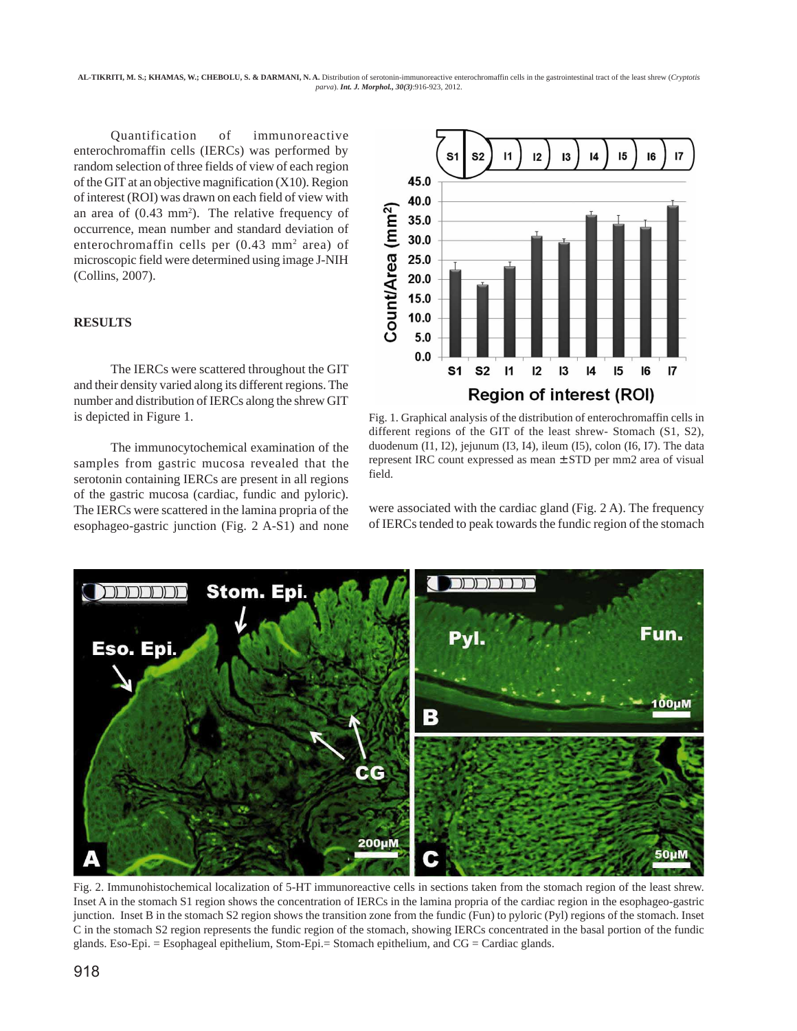Quantification of immunoreactive enterochromaffin cells (IERCs) was performed by random selection of three fields of view of each region of the GIT at an objective magnification (X10). Region of interest (ROI) was drawn on each field of view with an area of (0.43 mm$^2$). The relative frequency of occurrence, mean number and standard deviation of enterochromaffin cells per (0.43 mm$^2$ area) of microscopic field were determined using image J-NIH (Collins, 2007).

## RESULTS

The IERCs were scattered throughout the GIT and their density varied along its different regions. The number and distribution of IERCs along the shrew GIT is depicted in Figure 1.

The immunocytochemical examination of the samples from gastric mucosa revealed that the serotonin containing IERCs are present in all regions of the gastric mucosa (cardiac, fundic and pyloric). The IERCs were scattered in the lamina propria of the esophageo-gastric junction (Fig. 2 A-S1) and none were associated with the cardiac gland (Fig. 2 A). The frequency of IERCs tended to peak towards the fundic region of the stomach

Fig. 1. Graphical analysis of the distribution of enterochromaffin cells in different regions of the GIT of the least shrew- Stomach (S1, S2), duodenum (I1, I2), jejunum (I3, I4), ileum (I5), colon (I6, I7). The data represent IRC count expressed as mean ± STD per mm2 area of visual field.

Fig. 2. Immunohistochemical localization of 5-HT immunoreactive cells in sections taken from the stomach region of the least shrew. Inset A in the stomach S1 region shows the concentration of IERCs in the lamina propria of the cardiac region in the esophageo-gastric junction. Inset B in the stomach S2 region shows the transition zone from the fundic (Fun) to pyloric (Pyl) regions of the stomach. Inset C in the stomach S2 region represents the fundic region of the stomach, showing IERCs concentrated in the basal portion of the fundic glands. Eso-Epi. = Esophageal epithelium, Stom-Epi.= Stomach epithelium, and CG = Cardiac glands.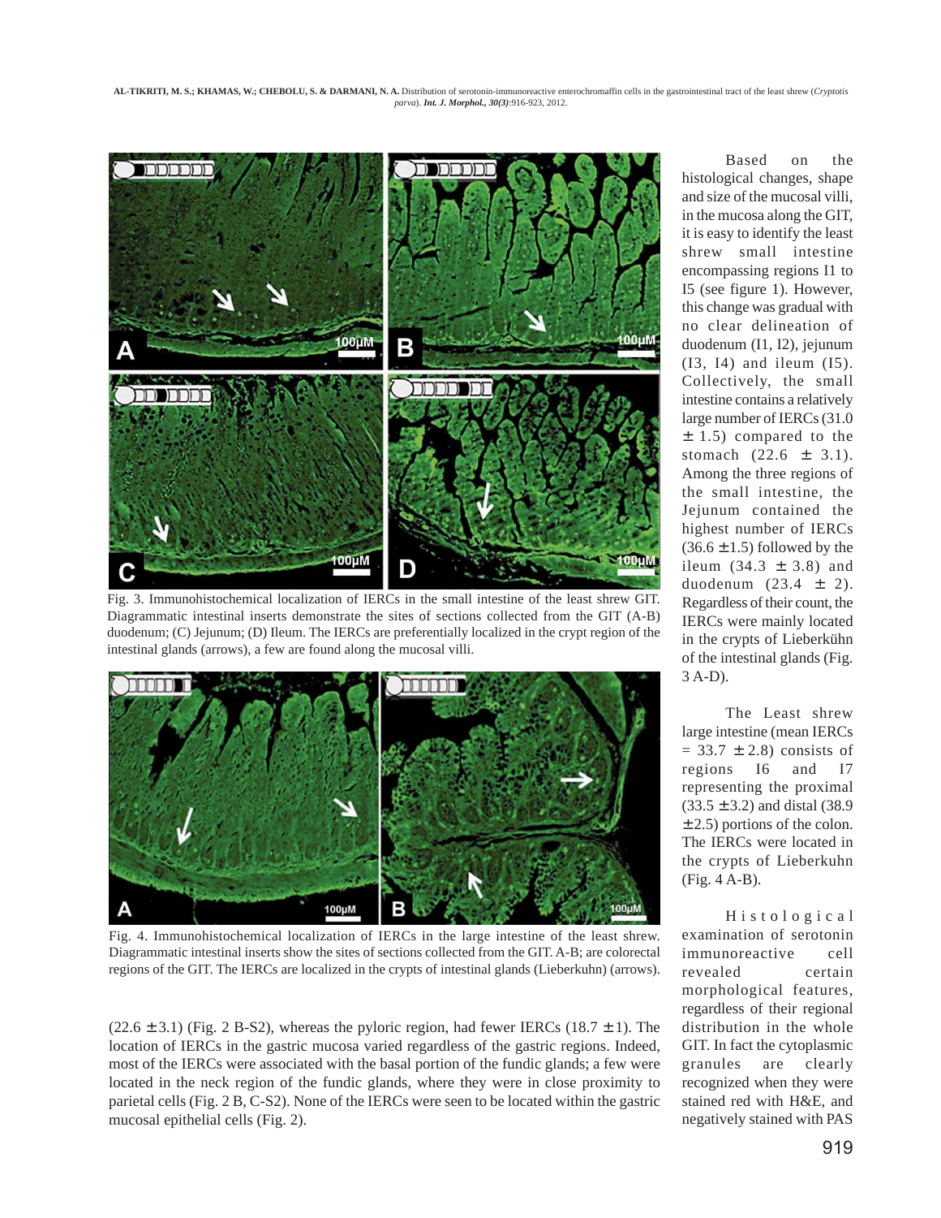Fig. 3. Immunohistochemical localization of IERCs in the small intestine of the least shrew GIT. Diagrammatic intestinal inserts demonstrate the sites of sections collected from the GIT (A-B) duodenum; (C) Jejunum; (D) Ileum. The IERCs are preferentially localized in the crypt region of the intestinal glands (arrows), a few are found along the mucosal villi.

Fig. 4. Immunohistochemical localization of IERCs in the large intestine of the least shrew. Diagrammatic intestinal inserts show the sites of sections collected from the GIT. A-B; are colorectal regions of the GIT. The IERCs are localized in the crypts of intestinal glands (Lieberkuhn) (arrows).

(22.6 ± 3.1) (Fig. 2 B-S2), whereas the pyloric region, had fewer IERCs (18.7 ± 1). The location of IERCs in the gastric mucosa varied regardless of the gastric regions. Indeed, most of the IERCs were associated with the basal portion of the fundic glands; a few were located in the neck region of the fundic glands, where they were in close proximity to parietal cells (Fig. 2 B, C-S2). None of the IERCs were seen to be located within the gastric mucosal epithelial cells (Fig. 2).

Based on the histological changes, shape and size of the mucosal villi, in the mucosa along the GIT, it is easy to identify the least shrew small intestine encompassing regions I1 to I5 (see figure 1). However, this change was gradual with no clear delineation of duodenum (I1, I2), jejunum (I3, I4) and ileum (I5). Collectively, the small intestine contains a relatively large number of IERCs (31.0 ± 1.5) compared to the stomach (22.6 ± 3.1). Among the three regions of the small intestine, the Jejunum contained the highest number of IERCs (36.6 ± 1.5) followed by the ileum (34.3 ± 3.8) and duodenum (23.4 ± 2). Regardless of their count, the IERCs were mainly located in the crypts of Lieberkühn of the intestinal glands (Fig. 3 A-D).

The Least shrew large intestine (mean IERCs = 33.7 ± 2.8) consists of regions I6 and I7 representing the proximal (33.5 ± 3.2) and distal (38.9 ± 2.5) portions of the colon. The IERCs were located in the crypts of Lieberkuhn (Fig. 4 A-B).

Histological examination of serotonin immunoreactive cell revealed certain morphological features, regardless of their regional distribution in the whole GIT. In fact the cytoplasmic granules are clearly recognized when they were stained red with H&E, and negatively stained with PAS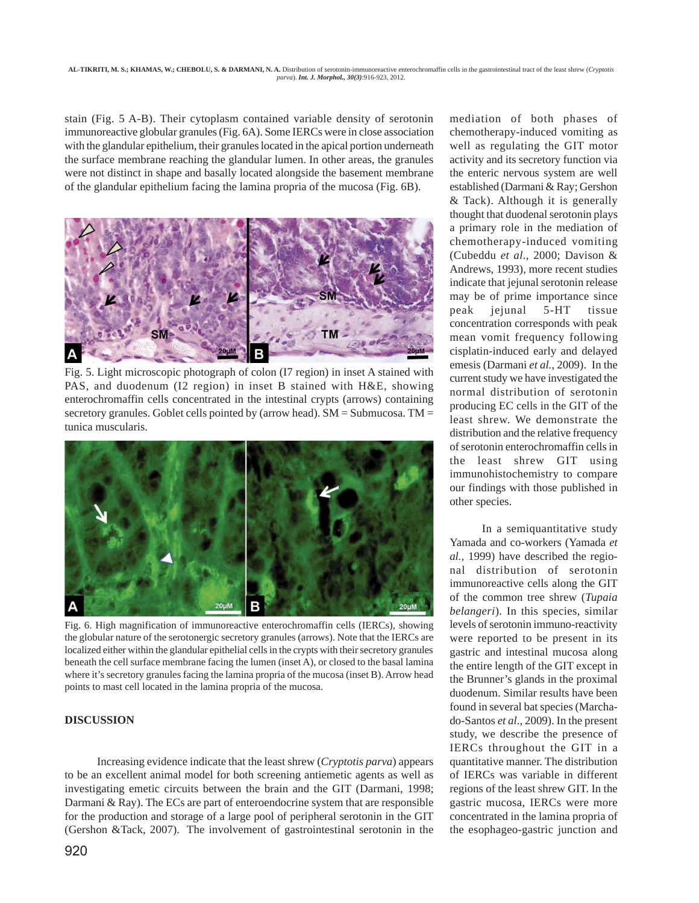stain (Fig. 5 A-B). Their cytoplasm contained variable density of serotonin immunoreactive globular granules (Fig. 6A). Some IERCs were in close association with the glandular epithelium, their granules located in the apical portion underneath the surface membrane reaching the glandular lumen. In other areas, the granules were not distinct in shape and basally located alongside the basement membrane of the glandular epithelium facing the lamina propria of the mucosa (Fig. 6B).

Fig. 5. Light microscopic photograph of colon (I7 region) in inset A stained with PAS, and duodenum (I2 region) in inset B stained with H&E, showing enterochromaffin cells concentrated in the intestinal crypts (arrows) containing secretory granules. Goblet cells pointed by (arrow head). SM = Submucosa. TM = tunica muscularis.

Fig. 6. High magnification of immunoreactive enterochromaffin cells (IERCs), showing the globular nature of the serotonergic secretory granules (arrows). Note that the IERCs are localized either within the glandular epithelial cells in the crypts with their secretory granules beneath the cell surface membrane facing the lumen (inset A), or closed to the basal lamina where it's secretory granules facing the lamina propria of the mucosa (inset B). Arrow head points to mast cell located in the lamina propria of the mucosa.

## DISCUSSION

Increasing evidence indicate that the least shrew (*Cryptotis parva*) appears to be an excellent animal model for both screening antiemetic agents as well as investigating emetic circuits between the brain and the GIT (Darmani, 1998; Darmani & Ray). The ECs are part of enteroendocrine system that are responsible for the production and storage of a large pool of peripheral serotonin in the GIT (Gershon &Tack, 2007). The involvement of gastrointestinal serotonin in the mediation of both phases of chemotherapy-induced vomiting as well as regulating the GIT motor activity and its secretory function via the enteric nervous system are well established (Darmani & Ray; Gershon & Tack). Although it is generally thought that duodenal serotonin plays a primary role in the mediation of chemotherapy-induced vomiting (Cubeddu *et al*., 2000; Davison & Andrews, 1993), more recent studies indicate that jejunal serotonin release may be of prime importance since peak jejunal 5-HT tissue concentration corresponds with peak mean vomit frequency following cisplatin-induced early and delayed emesis (Darmani *et al.*, 2009). In the current study we have investigated the normal distribution of serotonin producing EC cells in the GIT of the least shrew. We demonstrate the distribution and the relative frequency of serotonin enterochromaffin cells in the least shrew GIT using immunohistochemistry to compare our findings with those published in other species.

In a semiquantitative study Yamada and co-workers (Yamada *et al.,* 1999) have described the regional distribution of serotonin immunoreactive cells along the GIT of the common tree shrew (*Tupaia belangeri*). In this species, similar levels of serotonin immuno-reactivity were reported to be present in its gastric and intestinal mucosa along the entire length of the GIT except in the Brunner's glands in the proximal duodenum. Similar results have been found in several bat species (Marchado-Santos *et al.,* 2009). In the present study, we describe the presence of IERCs throughout the GIT in a quantitative manner. The distribution of IERCs was variable in different regions of the least shrew GIT. In the gastric mucosa, IERCs were more concentrated in the lamina propria of the esophageo-gastric junction and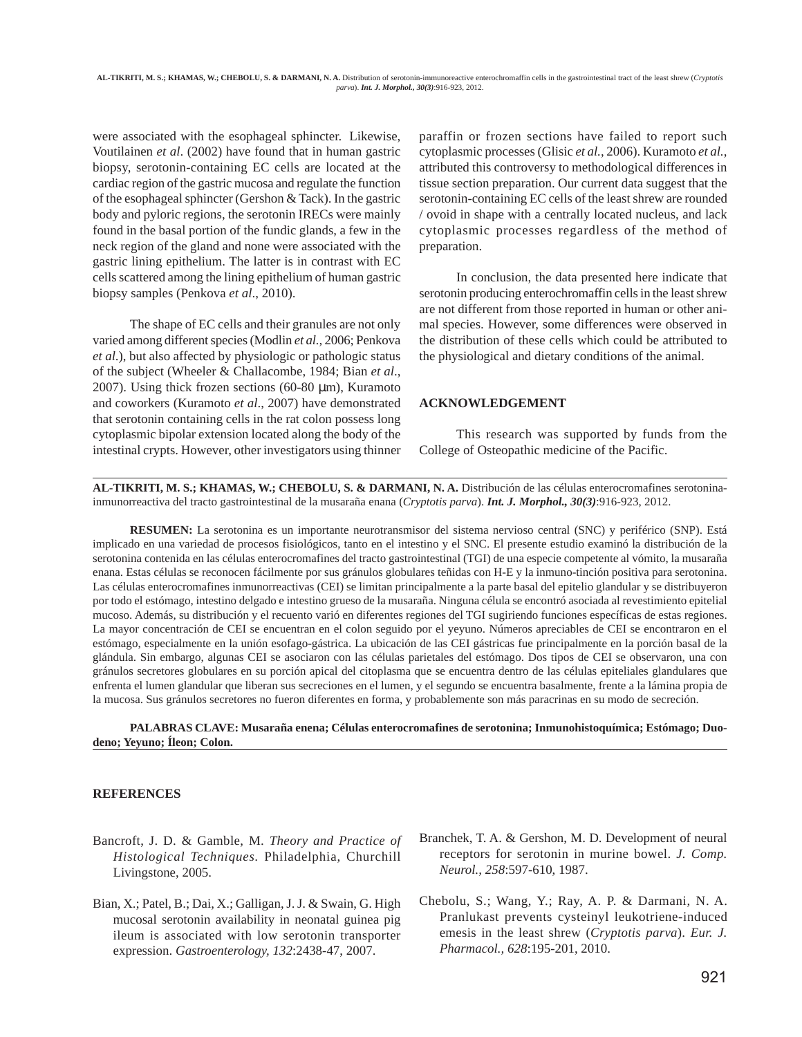were associated with the esophageal sphincter. Likewise, Voutilainen *et al*. (2002) have found that in human gastric biopsy, serotonin-containing EC cells are located at the cardiac region of the gastric mucosa and regulate the function of the esophageal sphincter (Gershon & Tack). In the gastric body and pyloric regions, the serotonin IRECs were mainly found in the basal portion of the fundic glands, a few in the neck region of the gland and none were associated with the gastric lining epithelium. The latter is in contrast with EC cells scattered among the lining epithelium of human gastric biopsy samples (Penkova *et al*., 2010).

The shape of EC cells and their granules are not only varied among different species (Modlin *et al.,* 2006; Penkova *et al.*), but also affected by physiologic or pathologic status of the subject (Wheeler & Challacombe, 1984; Bian *et al*., 2007). Using thick frozen sections (60-80 μm), Kuramoto and coworkers (Kuramoto *et al*., 2007) have demonstrated that serotonin containing cells in the rat colon possess long cytoplasmic bipolar extension located along the body of the intestinal crypts. However, other investigators using thinner paraffin or frozen sections have failed to report such cytoplasmic processes (Glisic *et al.*, 2006). Kuramoto *et al.*, attributed this controversy to methodological differences in tissue section preparation. Our current data suggest that the serotonin-containing EC cells of the least shrew are rounded / ovoid in shape with a centrally located nucleus, and lack cytoplasmic processes regardless of the method of preparation.

In conclusion, the data presented here indicate that serotonin producing enterochromaffin cells in the least shrew are not different from those reported in human or other animal species. However, some differences were observed in the distribution of these cells which could be attributed to the physiological and dietary conditions of the animal.

## ACKNOWLEDGEMENT

This research was supported by funds from the College of Osteopathic medicine of the Pacific.

---

**AL-TIKRITI, M. S.; KHAMAS, W.; CHEBOLU, S. & DARMANI, N. A.** Distribución de las células enterocromafines serotonina-inmunorreactiva del tracto gastrointestinal de la musaraña enana (*Cryptotis parva*). ***Int. J. Morphol., 30(3)***:916-923, 2012.

**RESUMEN:** La serotonina es un importante neurotransmisor del sistema nervioso central (SNC) y periférico (SNP). Está implicado en una variedad de procesos fisiológicos, tanto en el intestino y el SNC. El presente estudio examinó la distribución de la serotonina contenida en las células enterocromafines del tracto gastrointestinal (TGI) de una especie competente al vómito, la musaraña enana. Estas células se reconocen fácilmente por sus gránulos globulares teñidas con H-E y la inmuno-tinción positiva para serotonina. Las células enterocromafines inmunorreactivas (CEI) se limitan principalmente a la parte basal del epitelio glandular y se distribuyeron por todo el estómago, intestino delgado e intestino grueso de la musaraña. Ninguna célula se encontró asociada al revestimiento epitelial mucoso. Además, su distribución y el recuento varió en diferentes regiones del TGI sugiriendo funciones específicas de estas regiones. La mayor concentración de CEI se encuentran en el colon seguido por el yeyuno. Números apreciables de CEI se encontraron en el estómago, especialmente en la unión esofago-gástrica. La ubicación de las CEI gástricas fue principalmente en la porción basal de la glándula. Sin embargo, algunas CEI se asociaron con las células parietales del estómago. Dos tipos de CEI se observaron, una con gránulos secretores globulares en su porción apical del citoplasma que se encuentra dentro de las células epiteliales glandulares que enfrenta el lumen glandular que liberan sus secreciones en el lumen, y el segundo se encuentra basalmente, frente a la lámina propia de la mucosa. Sus gránulos secretores no fueron diferentes en forma, y probablemente son más paracrinas en su modo de secreción.

**PALABRAS CLAVE: Musaraña enena; Células enterocromafines de serotonina; Inmunohistoquímica; Estómago; Duodeno; Yeyuno; Íleon; Colon.**

---

## REFERENCES

Bancroft, J. D. & Gamble, M. *Theory and Practice of Histological Techniques*. Philadelphia, Churchill Livingstone, 2005.

Bian, X.; Patel, B.; Dai, X.; Galligan, J. J. & Swain, G. High mucosal serotonin availability in neonatal guinea pig ileum is associated with low serotonin transporter expression. *Gastroenterology, 132*:2438-47, 2007.

Branchek, T. A. & Gershon, M. D. Development of neural receptors for serotonin in murine bowel. *J. Comp. Neurol., 258*:597-610, 1987.

Chebolu, S.; Wang, Y.; Ray, A. P. & Darmani, N. A. Pranlukast prevents cysteinyl leukotriene-induced emesis in the least shrew (*Cryptotis parva*). *Eur. J. Pharmacol., 628*:195-201, 2010.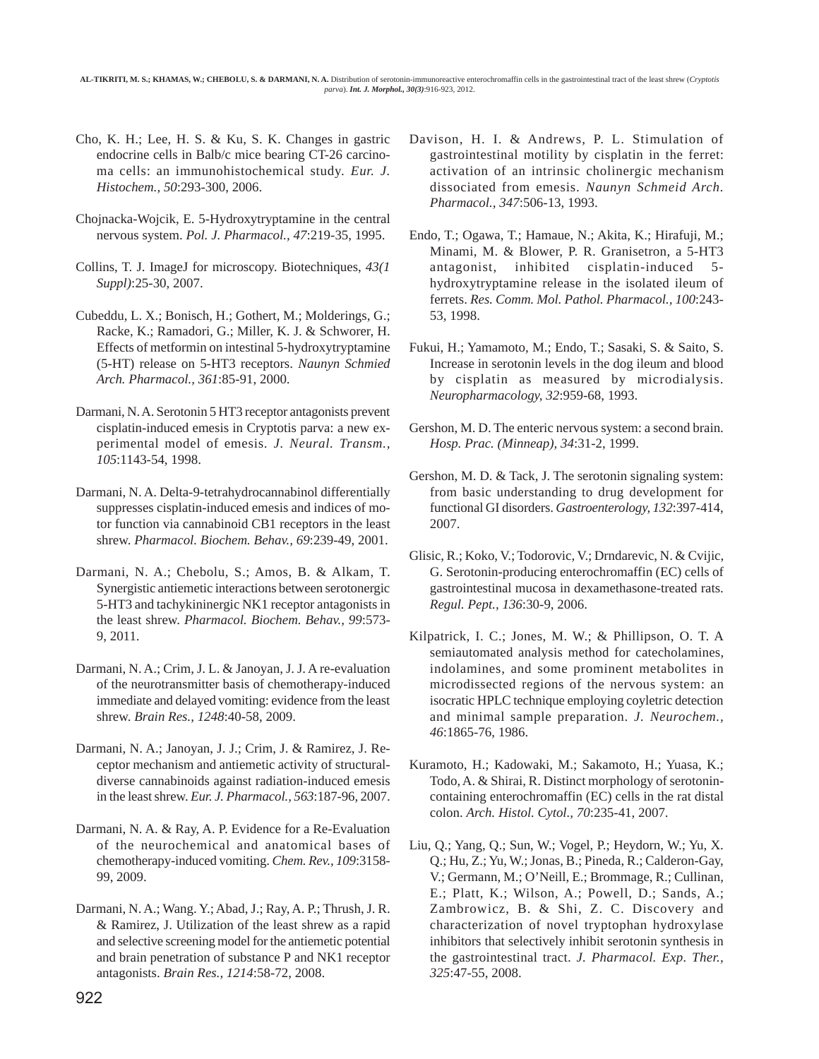Cho, K. H.; Lee, H. S. & Ku, S. K. Changes in gastric endocrine cells in Balb/c mice bearing CT-26 carcinoma cells: an immunohistochemical study. *Eur. J. Histochem., 50*:293-300, 2006.

Chojnacka-Wojcik, E. 5-Hydroxytryptamine in the central nervous system. *Pol. J. Pharmacol., 47*:219-35, 1995.

Collins, T. J. ImageJ for microscopy. Biotechniques, *43(1 Suppl)*:25-30, 2007.

Cubeddu, L. X.; Bonisch, H.; Gothert, M.; Molderings, G.; Racke, K.; Ramadori, G.; Miller, K. J. & Schworer, H. Effects of metformin on intestinal 5-hydroxytryptamine (5-HT) release on 5-HT3 receptors. *Naunyn Schmied Arch. Pharmacol., 361*:85-91, 2000.

Darmani, N. A. Serotonin 5 HT3 receptor antagonists prevent cisplatin-induced emesis in Cryptotis parva: a new experimental model of emesis. *J. Neural. Transm., 105*:1143-54, 1998.

Darmani, N. A. Delta-9-tetrahydrocannabinol differentially suppresses cisplatin-induced emesis and indices of motor function via cannabinoid CB1 receptors in the least shrew. *Pharmacol. Biochem. Behav., 69*:239-49, 2001.

Darmani, N. A.; Chebolu, S.; Amos, B. & Alkam, T. Synergistic antiemetic interactions between serotonergic 5-HT3 and tachykininergic NK1 receptor antagonists in the least shrew. *Pharmacol. Biochem. Behav., 99*:573-9, 2011.

Darmani, N. A.; Crim, J. L. & Janoyan, J. J. A re-evaluation of the neurotransmitter basis of chemotherapy-induced immediate and delayed vomiting: evidence from the least shrew. *Brain Res., 1248*:40-58, 2009.

Darmani, N. A.; Janoyan, J. J.; Crim, J. & Ramirez, J. Receptor mechanism and antiemetic activity of structural-diverse cannabinoids against radiation-induced emesis in the least shrew. *Eur. J. Pharmacol., 563*:187-96, 2007.

Darmani, N. A. & Ray, A. P. Evidence for a Re-Evaluation of the neurochemical and anatomical bases of chemotherapy-induced vomiting. *Chem. Rev., 109*:3158-99, 2009.

Darmani, N. A.; Wang. Y.; Abad, J.; Ray, A. P.; Thrush, J. R. & Ramirez, J. Utilization of the least shrew as a rapid and selective screening model for the antiemetic potential and brain penetration of substance P and NK1 receptor antagonists. *Brain Res., 1214*:58-72, 2008.

Davison, H. I. & Andrews, P. L. Stimulation of gastrointestinal motility by cisplatin in the ferret: activation of an intrinsic cholinergic mechanism dissociated from emesis. *Naunyn Schmeid Arch. Pharmacol., 347*:506-13, 1993.

Endo, T.; Ogawa, T.; Hamaue, N.; Akita, K.; Hirafuji, M.; Minami, M. & Blower, P. R. Granisetron, a 5-HT3 antagonist, inhibited cisplatin-induced 5-hydroxytryptamine release in the isolated ileum of ferrets. *Res. Comm. Mol. Pathol. Pharmacol., 100*:243-53, 1998.

Fukui, H.; Yamamoto, M.; Endo, T.; Sasaki, S. & Saito, S. Increase in serotonin levels in the dog ileum and blood by cisplatin as measured by microdialysis. *Neuropharmacology, 32*:959-68, 1993.

Gershon, M. D. The enteric nervous system: a second brain. *Hosp. Prac. (Minneap), 34*:31-2, 1999.

Gershon, M. D. & Tack, J. The serotonin signaling system: from basic understanding to drug development for functional GI disorders. *Gastroenterology, 132*:397-414, 2007.

Glisic, R.; Koko, V.; Todorovic, V.; Drndarevic, N. & Cvijic, G. Serotonin-producing enterochromaffin (EC) cells of gastrointestinal mucosa in dexamethasone-treated rats. *Regul. Pept., 136*:30-9, 2006.

Kilpatrick, I. C.; Jones, M. W.; & Phillipson, O. T. A semiautomated analysis method for catecholamines, indolamines, and some prominent metabolites in microdissected regions of the nervous system: an isocratic HPLC technique employing coyletric detection and minimal sample preparation. *J. Neurochem., 46*:1865-76, 1986.

Kuramoto, H.; Kadowaki, M.; Sakamoto, H.; Yuasa, K.; Todo, A. & Shirai, R. Distinct morphology of serotonin-containing enterochromaffin (EC) cells in the rat distal colon. *Arch. Histol. Cytol., 70*:235-41, 2007.

Liu, Q.; Yang, Q.; Sun, W.; Vogel, P.; Heydorn, W.; Yu, X. Q.; Hu, Z.; Yu, W.; Jonas, B.; Pineda, R.; Calderon-Gay, V.; Germann, M.; O'Neill, E.; Brommage, R.; Cullinan, E.; Platt, K.; Wilson, A.; Powell, D.; Sands, A.; Zambrowicz, B. & Shi, Z. C. Discovery and characterization of novel tryptophan hydroxylase inhibitors that selectively inhibit serotonin synthesis in the gastrointestinal tract. *J. Pharmacol. Exp. Ther., 325*:47-55, 2008.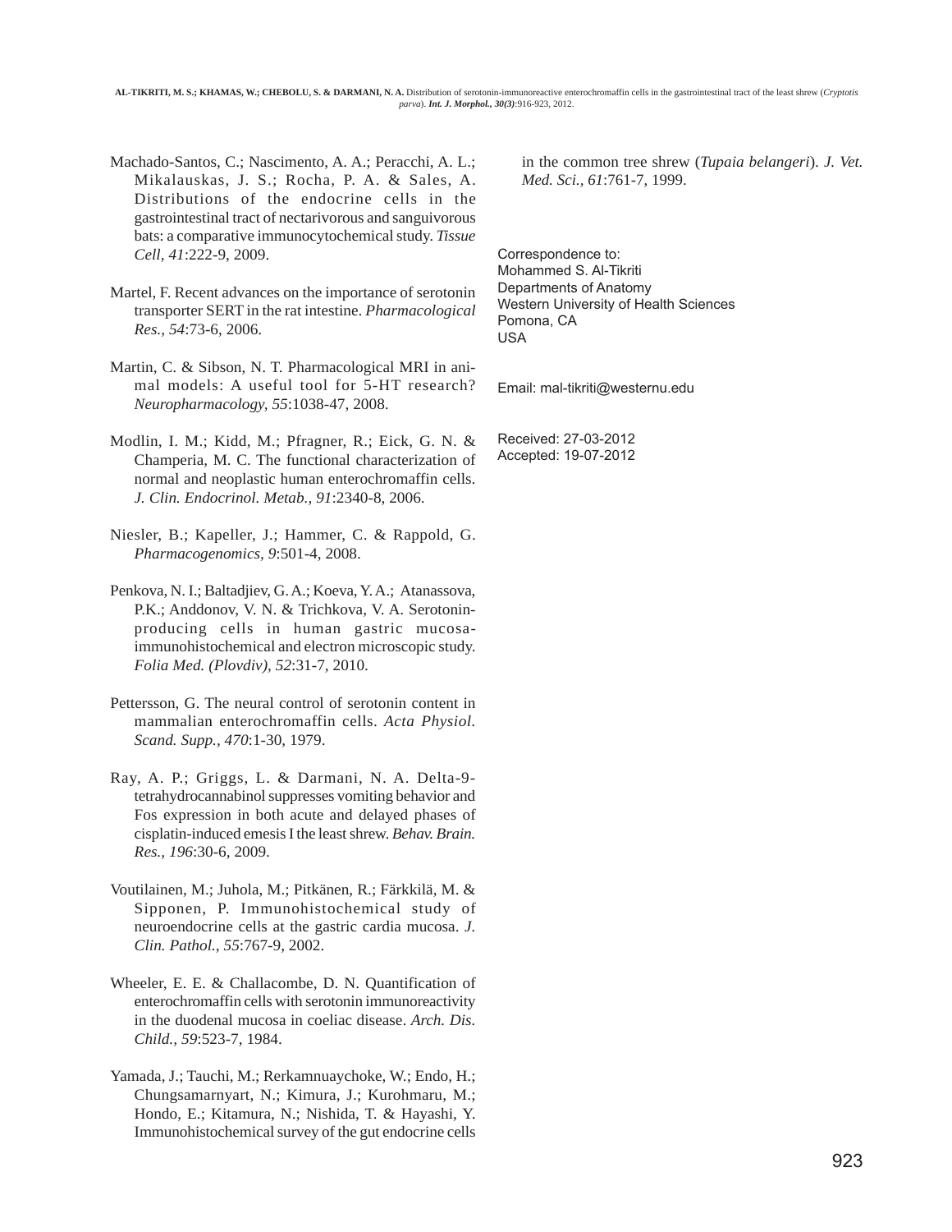Machado-Santos, C.; Nascimento, A. A.; Peracchi, A. L.; Mikalauskas, J. S.; Rocha, P. A. & Sales, A. Distributions of the endocrine cells in the gastrointestinal tract of nectarivorous and sanguivorous bats: a comparative immunocytochemical study. *Tissue Cell, 41*:222-9, 2009.

Martel, F. Recent advances on the importance of serotonin transporter SERT in the rat intestine. *Pharmacological Res., 54*:73-6, 2006.

Martin, C. & Sibson, N. T. Pharmacological MRI in animal models: A useful tool for 5-HT research? *Neuropharmacology, 55*:1038-47, 2008.

Modlin, I. M.; Kidd, M.; Pfragner, R.; Eick, G. N. & Champeria, M. C. The functional characterization of normal and neoplastic human enterochromaffin cells. *J. Clin. Endocrinol. Metab., 91*:2340-8, 2006.

Niesler, B.; Kapeller, J.; Hammer, C. & Rappold, G. *Pharmacogenomics, 9*:501-4, 2008.

Penkova, N. I.; Baltadjiev, G. A.; Koeva, Y. A.; Atanassova, P.K.; Anddonov, V. N. & Trichkova, V. A. Serotonin-producing cells in human gastric mucosa-immunohistochemical and electron microscopic study. *Folia Med. (Plovdiv), 52*:31-7, 2010.

Pettersson, G. The neural control of serotonin content in mammalian enterochromaffin cells. *Acta Physiol. Scand. Supp., 470*:1-30, 1979.

Ray, A. P.; Griggs, L. & Darmani, N. A. Delta-9-tetrahydrocannabinol suppresses vomiting behavior and Fos expression in both acute and delayed phases of cisplatin-induced emesis I the least shrew. *Behav. Brain. Res., 196*:30-6, 2009.

Voutilainen, M.; Juhola, M.; Pitkänen, R.; Färkkilä, M. & Sipponen, P. Immunohistochemical study of neuroendocrine cells at the gastric cardia mucosa. *J. Clin. Pathol., 55*:767-9, 2002.

Wheeler, E. E. & Challacombe, D. N. Quantification of enterochromaffin cells with serotonin immunoreactivity in the duodenal mucosa in coeliac disease. *Arch. Dis. Child., 59*:523-7, 1984.

Yamada, J.; Tauchi, M.; Rerkamnuaychoke, W.; Endo, H.; Chungsamarnyart, N.; Kimura, J.; Kurohmaru, M.; Hondo, E.; Kitamura, N.; Nishida, T. & Hayashi, Y. Immunohistochemical survey of the gut endocrine cells in the common tree shrew (*Tupaia belangeri*). *J. Vet. Med. Sci., 61*:761-7, 1999.

Correspondence to:
Mohammed S. Al-Tikriti
Departments of Anatomy
Western University of Health Sciences
Pomona, CA
USA

Email: mal-tikriti@westernu.edu

Received: 27-03-2012
Accepted: 19-07-2012